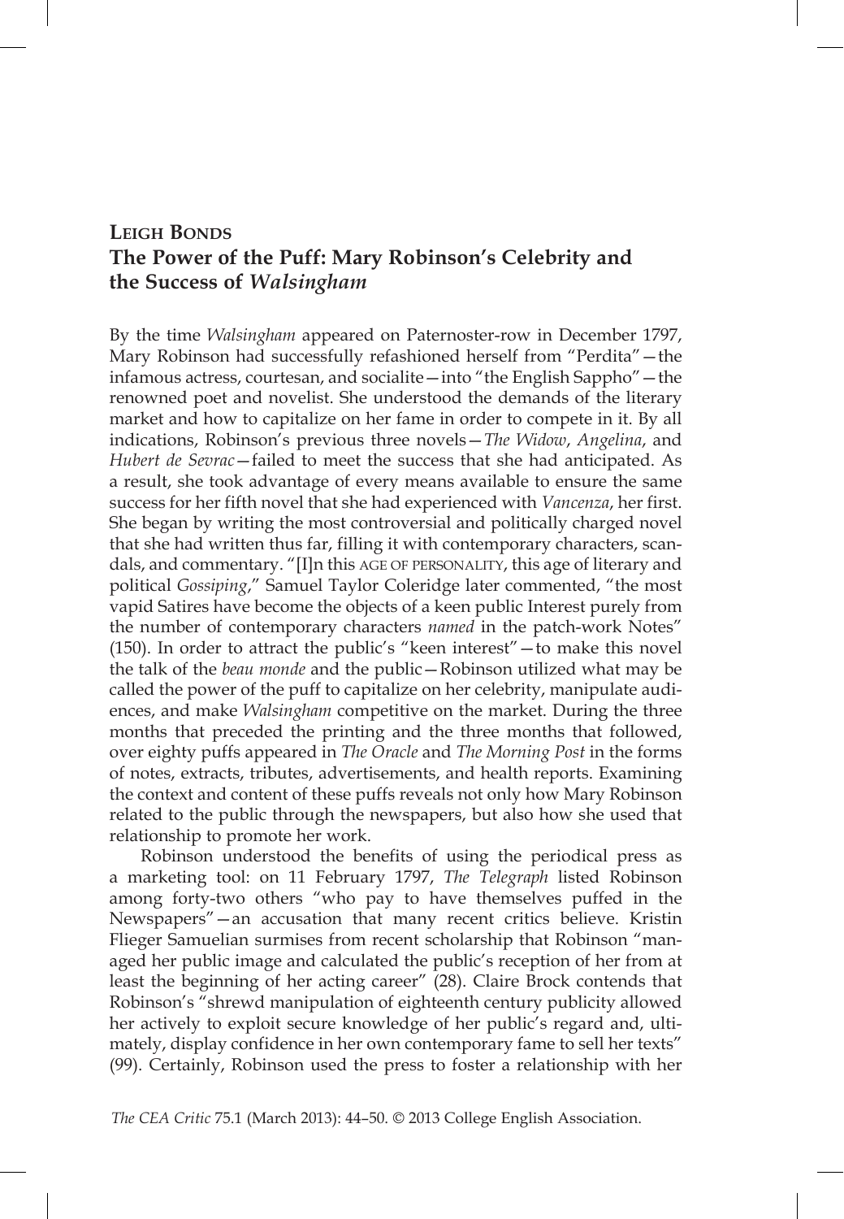**Leigh Bonds**

# The Power of the Puff: Mary Robinson's Celebrity and the Success of *Walsingham*

By the time *Walsingham* appeared on Paternoster-row in December 1797, Mary Robinson had successfully refashioned herself from "Perdita"—the infamous actress, courtesan, and socialite—into "the English Sappho"—the renowned poet and novelist. She understood the demands of the literary market and how to capitalize on her fame in order to compete in it. By all indications, Robinson's previous three novels—*The Widow*, *Angelina*, and *Hubert de Sevrac*—failed to meet the success that she had anticipated. As a result, she took advantage of every means available to ensure the same success for her fifth novel that she had experienced with *Vancenza*, her first. She began by writing the most controversial and politically charged novel that she had written thus far, filling it with contemporary characters, scandals, and commentary. "[I]n this AGE OF PERSONALITY, this age of literary and political *Gossiping*," Samuel Taylor Coleridge later commented, "the most vapid Satires have become the objects of a keen public Interest purely from the number of contemporary characters *named* in the patch-work Notes" (150). In order to attract the public's "keen interest"—to make this novel the talk of the *beau monde* and the public—Robinson utilized what may be called the power of the puff to capitalize on her celebrity, manipulate audiences, and make *Walsingham* competitive on the market. During the three months that preceded the printing and the three months that followed, over eighty puffs appeared in *The Oracle* and *The Morning Post* in the forms of notes, extracts, tributes, advertisements, and health reports. Examining the context and content of these puffs reveals not only how Mary Robinson related to the public through the newspapers, but also how she used that relationship to promote her work.

Robinson understood the benefits of using the periodical press as a marketing tool: on 11 February 1797, *The Telegraph* listed Robinson among forty-two others "who pay to have themselves puffed in the Newspapers"—an accusation that many recent critics believe. Kristin Flieger Samuelian surmises from recent scholarship that Robinson "managed her public image and calculated the public's reception of her from at least the beginning of her acting career" (28). Claire Brock contends that Robinson's "shrewd manipulation of eighteenth century publicity allowed her actively to exploit secure knowledge of her public's regard and, ultimately, display confidence in her own contemporary fame to sell her texts" (99). Certainly, Robinson used the press to foster a relationship with her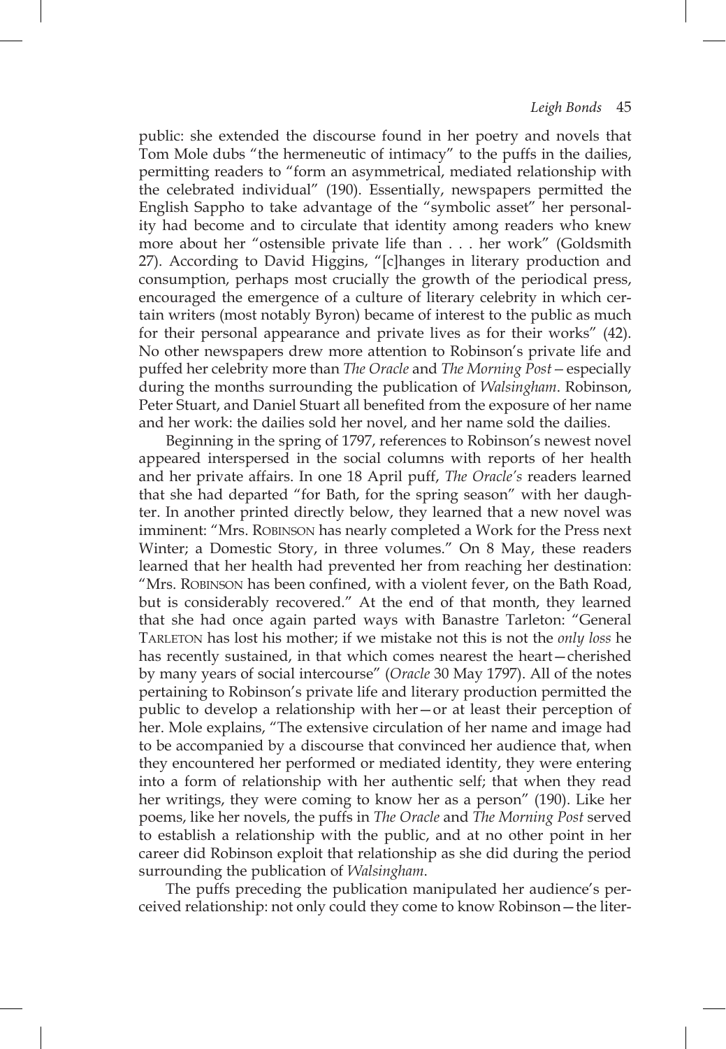public: she extended the discourse found in her poetry and novels that Tom Mole dubs "the hermeneutic of intimacy" to the puffs in the dailies, permitting readers to "form an asymmetrical, mediated relationship with the celebrated individual" (190). Essentially, newspapers permitted the English Sappho to take advantage of the "symbolic asset" her personality had become and to circulate that identity among readers who knew more about her "ostensible private life than . . . her work" (Goldsmith 27). According to David Higgins, "[c]hanges in literary production and consumption, perhaps most crucially the growth of the periodical press, encouraged the emergence of a culture of literary celebrity in which certain writers (most notably Byron) became of interest to the public as much for their personal appearance and private lives as for their works" (42). No other newspapers drew more attention to Robinson's private life and puffed her celebrity more than *The Oracle* and *The Morning Post*—especially during the months surrounding the publication of *Walsingham*. Robinson, Peter Stuart, and Daniel Stuart all benefited from the exposure of her name and her work: the dailies sold her novel, and her name sold the dailies.

Beginning in the spring of 1797, references to Robinson's newest novel appeared interspersed in the social columns with reports of her health and her private affairs. In one 18 April puff, *The Oracle's* readers learned that she had departed "for Bath, for the spring season" with her daughter. In another printed directly below, they learned that a new novel was imminent: "Mrs. ROBINSON has nearly completed a Work for the Press next Winter; a Domestic Story, in three volumes." On 8 May, these readers learned that her health had prevented her from reaching her destination: "Mrs. ROBINSON has been confined, with a violent fever, on the Bath Road, but is considerably recovered." At the end of that month, they learned that she had once again parted ways with Banastre Tarleton: "General TARLETON has lost his mother; if we mistake not this is not the *only loss* he has recently sustained, in that which comes nearest the heart—cherished by many years of social intercourse" (*Oracle* 30 May 1797). All of the notes pertaining to Robinson's private life and literary production permitted the public to develop a relationship with her—or at least their perception of her. Mole explains, "The extensive circulation of her name and image had to be accompanied by a discourse that convinced her audience that, when they encountered her performed or mediated identity, they were entering into a form of relationship with her authentic self; that when they read her writings, they were coming to know her as a person" (190). Like her poems, like her novels, the puffs in *The Oracle* and *The Morning Post* served to establish a relationship with the public, and at no other point in her career did Robinson exploit that relationship as she did during the period surrounding the publication of *Walsingham*.

The puffs preceding the publication manipulated her audience's perceived relationship: not only could they come to know Robinson—the liter-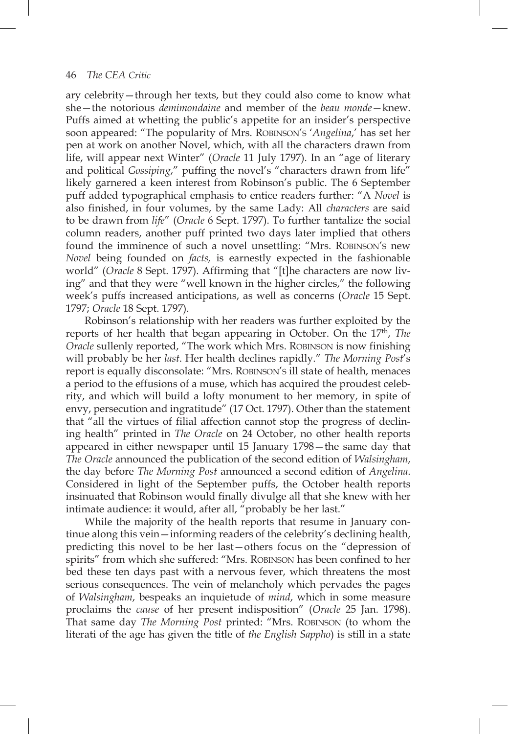ary celebrity—through her texts, but they could also come to know what she—the notorious *demimondaine* and member of the *beau monde*—knew. Puffs aimed at whetting the public's appetite for an insider's perspective soon appeared: "The popularity of Mrs. Robinson's '*Angelina*,' has set her pen at work on another Novel, which, with all the characters drawn from life, will appear next Winter" (*Oracle* 11 July 1797). In an "age of literary and political *Gossiping*," puffing the novel's "characters drawn from life" likely garnered a keen interest from Robinson's public. The 6 September puff added typographical emphasis to entice readers further: "A *Novel* is also finished, in four volumes, by the same Lady: All *characters* are said to be drawn from *life*" (*Oracle* 6 Sept. 1797). To further tantalize the social column readers, another puff printed two days later implied that others found the imminence of such a novel unsettling: "Mrs. Robinson's new *Novel* being founded on *facts,* is earnestly expected in the fashionable world" (*Oracle* 8 Sept. 1797). Affirming that "[t]he characters are now living" and that they were "well known in the higher circles," the following week's puffs increased anticipations, as well as concerns (*Oracle* 15 Sept. 1797; *Oracle* 18 Sept. 1797).

Robinson's relationship with her readers was further exploited by the reports of her health that began appearing in October. On the 17th, *The Oracle* sullenly reported, "The work which Mrs. Robinson is now finishing will probably be her *last*. Her health declines rapidly." *The Morning Post*'s report is equally disconsolate: "Mrs. Robinson's ill state of health, menaces a period to the effusions of a muse, which has acquired the proudest celebrity, and which will build a lofty monument to her memory, in spite of envy, persecution and ingratitude" (17 Oct. 1797). Other than the statement that "all the virtues of filial affection cannot stop the progress of declining health" printed in *The Oracle* on 24 October, no other health reports appeared in either newspaper until 15 January 1798—the same day that *The Oracle* announced the publication of the second edition of *Walsingham*, the day before *The Morning Post* announced a second edition of *Angelina*. Considered in light of the September puffs, the October health reports insinuated that Robinson would finally divulge all that she knew with her intimate audience: it would, after all, "probably be her last."

While the majority of the health reports that resume in January continue along this vein—informing readers of the celebrity's declining health, predicting this novel to be her last—others focus on the "depression of spirits" from which she suffered: "Mrs. Robinson has been confined to her bed these ten days past with a nervous fever, which threatens the most serious consequences. The vein of melancholy which pervades the pages of *Walsingham*, bespeaks an inquietude of *mind*, which in some measure proclaims the *cause* of her present indisposition" (*Oracle* 25 Jan. 1798). That same day *The Morning Post* printed: "Mrs. Robinson (to whom the literati of the age has given the title of *the English Sappho*) is still in a state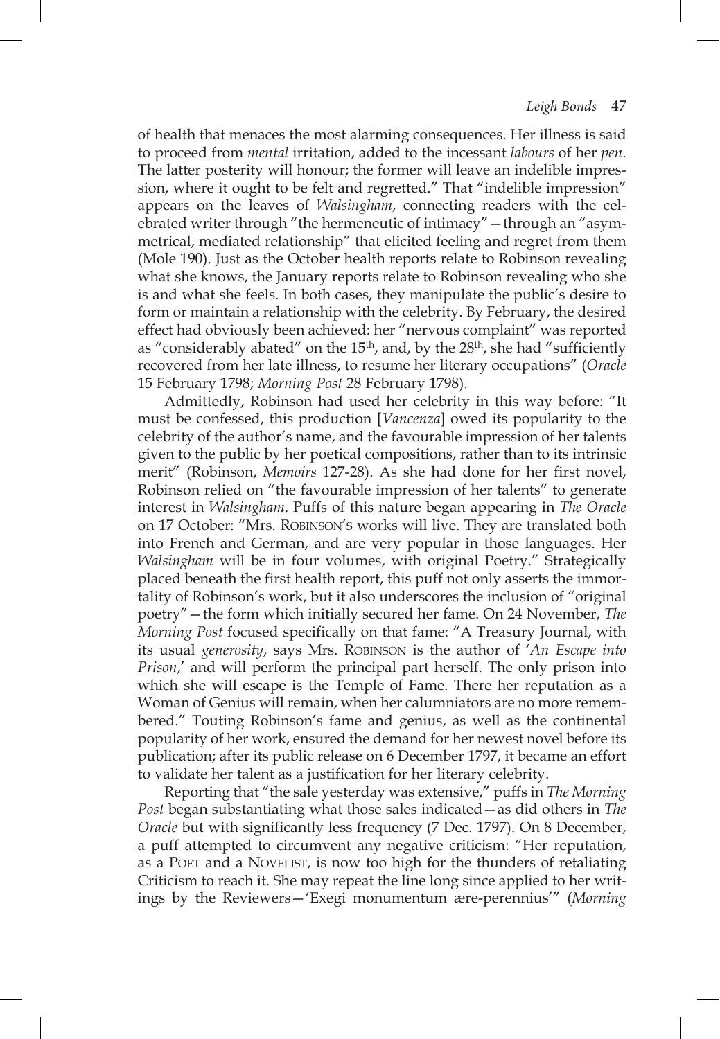of health that menaces the most alarming consequences. Her illness is said to proceed from *mental* irritation, added to the incessant *labours* of her *pen*. The latter posterity will honour; the former will leave an indelible impression, where it ought to be felt and regretted." That "indelible impression" appears on the leaves of *Walsingham*, connecting readers with the celebrated writer through "the hermeneutic of intimacy"—through an "asymmetrical, mediated relationship" that elicited feeling and regret from them (Mole 190). Just as the October health reports relate to Robinson revealing what she knows, the January reports relate to Robinson revealing who she is and what she feels. In both cases, they manipulate the public's desire to form or maintain a relationship with the celebrity. By February, the desired effect had obviously been achieved: her "nervous complaint" was reported as "considerably abated" on the 15th, and, by the 28th, she had "sufficiently recovered from her late illness, to resume her literary occupations" (*Oracle* 15 February 1798; *Morning Post* 28 February 1798).

Admittedly, Robinson had used her celebrity in this way before: "It must be confessed, this production [*Vancenza*] owed its popularity to the celebrity of the author's name, and the favourable impression of her talents given to the public by her poetical compositions, rather than to its intrinsic merit" (Robinson, *Memoirs* 127-28). As she had done for her first novel, Robinson relied on "the favourable impression of her talents" to generate interest in *Walsingham*. Puffs of this nature began appearing in *The Oracle* on 17 October: "Mrs. Robinson's works will live. They are translated both into French and German, and are very popular in those languages. Her *Walsingham* will be in four volumes, with original Poetry." Strategically placed beneath the first health report, this puff not only asserts the immortality of Robinson's work, but it also underscores the inclusion of "original poetry"—the form which initially secured her fame. On 24 November, *The Morning Post* focused specifically on that fame: "A Treasury Journal, with its usual *generosity*, says Mrs. Robinson is the author of '*An Escape into Prison*,' and will perform the principal part herself. The only prison into which she will escape is the Temple of Fame. There her reputation as a Woman of Genius will remain, when her calumniators are no more remembered." Touting Robinson's fame and genius, as well as the continental popularity of her work, ensured the demand for her newest novel before its publication; after its public release on 6 December 1797, it became an effort to validate her talent as a justification for her literary celebrity.

Reporting that "the sale yesterday was extensive," puffs in *The Morning Post* began substantiating what those sales indicated—as did others in *The Oracle* but with significantly less frequency (7 Dec. 1797). On 8 December, a puff attempted to circumvent any negative criticism: "Her reputation, as a Poet and a Novelist, is now too high for the thunders of retaliating Criticism to reach it. She may repeat the line long since applied to her writings by the Reviewers—'Exegi monumentum ære-perennius'" (*Morning*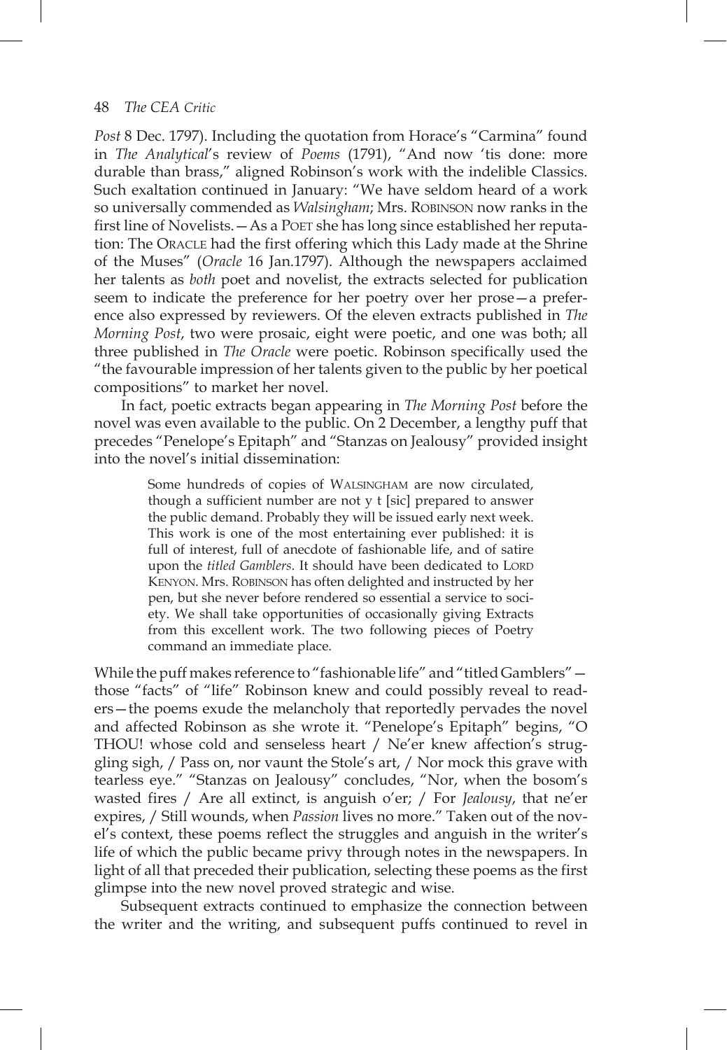*Post* 8 Dec. 1797). Including the quotation from Horace's "Carmina" found in *The Analytical*'s review of *Poems* (1791), "And now 'tis done: more durable than brass," aligned Robinson's work with the indelible Classics. Such exaltation continued in January: "We have seldom heard of a work so universally commended as *Walsingham*; Mrs. ROBINSON now ranks in the first line of Novelists.—As a POET she has long since established her reputation: The ORACLE had the first offering which this Lady made at the Shrine of the Muses" (*Oracle* 16 Jan.1797). Although the newspapers acclaimed her talents as *both* poet and novelist, the extracts selected for publication seem to indicate the preference for her poetry over her prose—a preference also expressed by reviewers. Of the eleven extracts published in *The Morning Post*, two were prosaic, eight were poetic, and one was both; all three published in *The Oracle* were poetic. Robinson specifically used the "the favourable impression of her talents given to the public by her poetical compositions" to market her novel.

In fact, poetic extracts began appearing in *The Morning Post* before the novel was even available to the public. On 2 December, a lengthy puff that precedes "Penelope's Epitaph" and "Stanzas on Jealousy" provided insight into the novel's initial dissemination:

> Some hundreds of copies of WALSINGHAM are now circulated, though a sufficient number are not y t [sic] prepared to answer the public demand. Probably they will be issued early next week. This work is one of the most entertaining ever published: it is full of interest, full of anecdote of fashionable life, and of satire upon the *titled Gamblers*. It should have been dedicated to LORD KENYON. Mrs. ROBINSON has often delighted and instructed by her pen, but she never before rendered so essential a service to society. We shall take opportunities of occasionally giving Extracts from this excellent work. The two following pieces of Poetry command an immediate place.

While the puff makes reference to "fashionable life" and "titled Gamblers"—those "facts" of "life" Robinson knew and could possibly reveal to readers—the poems exude the melancholy that reportedly pervades the novel and affected Robinson as she wrote it. "Penelope's Epitaph" begins, "O THOU! whose cold and senseless heart / Ne'er knew affection's struggling sigh, / Pass on, nor vaunt the Stole's art, / Nor mock this grave with tearless eye." "Stanzas on Jealousy" concludes, "Nor, when the bosom's wasted fires / Are all extinct, is anguish o'er; / For *Jealousy*, that ne'er expires, / Still wounds, when *Passion* lives no more." Taken out of the novel's context, these poems reflect the struggles and anguish in the writer's life of which the public became privy through notes in the newspapers. In light of all that preceded their publication, selecting these poems as the first glimpse into the new novel proved strategic and wise.

Subsequent extracts continued to emphasize the connection between the writer and the writing, and subsequent puffs continued to revel in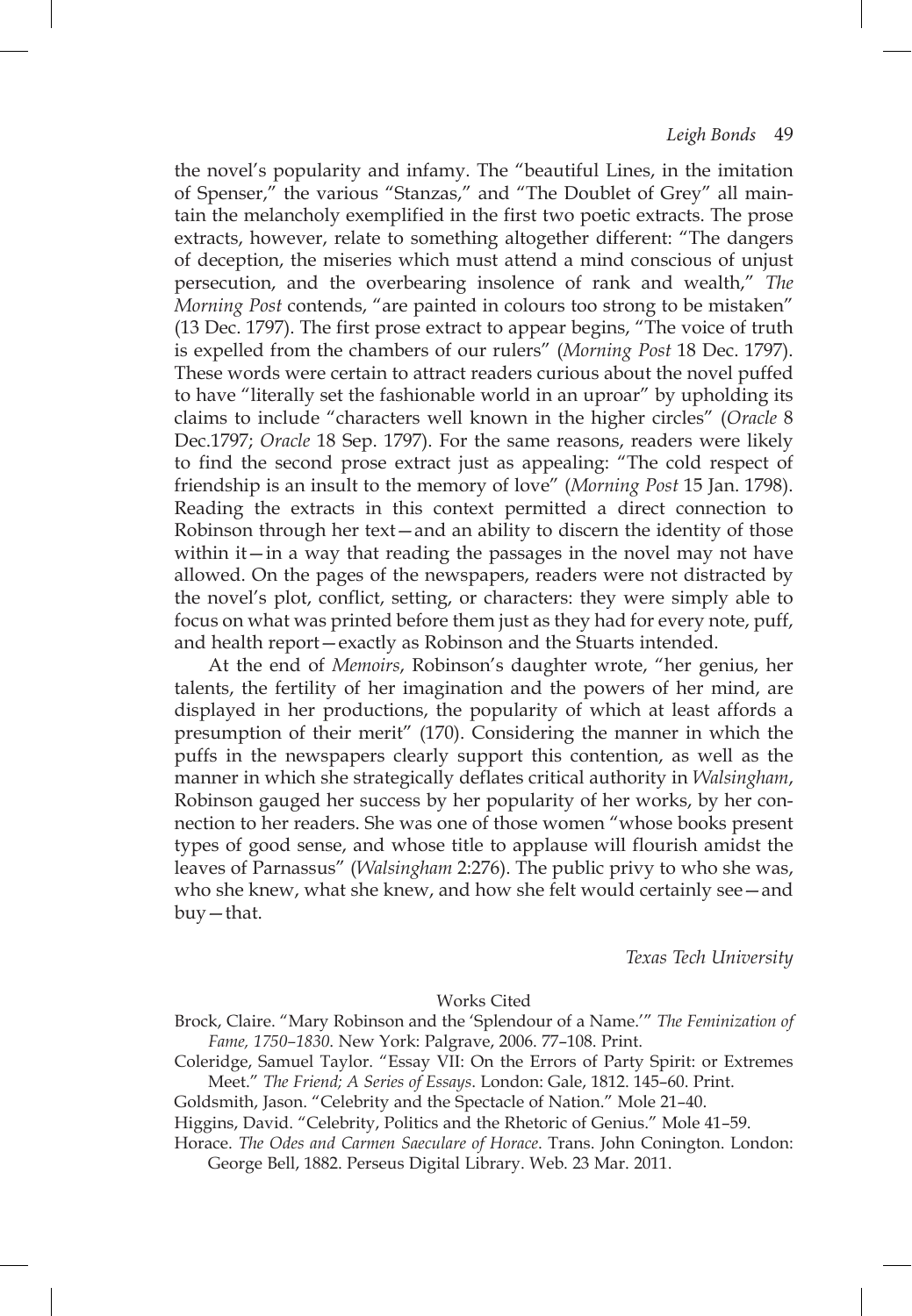the novel's popularity and infamy. The "beautiful Lines, in the imitation of Spenser," the various "Stanzas," and "The Doublet of Grey" all maintain the melancholy exemplified in the first two poetic extracts. The prose extracts, however, relate to something altogether different: "The dangers of deception, the miseries which must attend a mind conscious of unjust persecution, and the overbearing insolence of rank and wealth," *The Morning Post* contends, "are painted in colours too strong to be mistaken" (13 Dec. 1797). The first prose extract to appear begins, "The voice of truth is expelled from the chambers of our rulers" (*Morning Post* 18 Dec. 1797). These words were certain to attract readers curious about the novel puffed to have "literally set the fashionable world in an uproar" by upholding its claims to include "characters well known in the higher circles" (*Oracle* 8 Dec.1797; *Oracle* 18 Sep. 1797). For the same reasons, readers were likely to find the second prose extract just as appealing: "The cold respect of friendship is an insult to the memory of love" (*Morning Post* 15 Jan. 1798). Reading the extracts in this context permitted a direct connection to Robinson through her text—and an ability to discern the identity of those within it—in a way that reading the passages in the novel may not have allowed. On the pages of the newspapers, readers were not distracted by the novel's plot, conflict, setting, or characters: they were simply able to focus on what was printed before them just as they had for every note, puff, and health report—exactly as Robinson and the Stuarts intended.

At the end of *Memoirs*, Robinson's daughter wrote, "her genius, her talents, the fertility of her imagination and the powers of her mind, are displayed in her productions, the popularity of which at least affords a presumption of their merit" (170). Considering the manner in which the puffs in the newspapers clearly support this contention, as well as the manner in which she strategically deflates critical authority in *Walsingham*, Robinson gauged her success by her popularity of her works, by her connection to her readers. She was one of those women "whose books present types of good sense, and whose title to applause will flourish amidst the leaves of Parnassus" (*Walsingham* 2:276). The public privy to who she was, who she knew, what she knew, and how she felt would certainly see—and buy—that.

*Texas Tech University*

## Works Cited

Brock, Claire. "Mary Robinson and the 'Splendour of a Name.'" *The Feminization of Fame, 1750–1830*. New York: Palgrave, 2006. 77–108. Print.

Coleridge, Samuel Taylor. "Essay VII: On the Errors of Party Spirit: or Extremes Meet." *The Friend; A Series of Essays*. London: Gale, 1812. 145–60. Print.

Goldsmith, Jason. "Celebrity and the Spectacle of Nation." Mole 21–40.

Higgins, David. "Celebrity, Politics and the Rhetoric of Genius." Mole 41–59.

Horace. *The Odes and Carmen Saeculare of Horace*. Trans. John Conington. London: George Bell, 1882. Perseus Digital Library. Web. 23 Mar. 2011.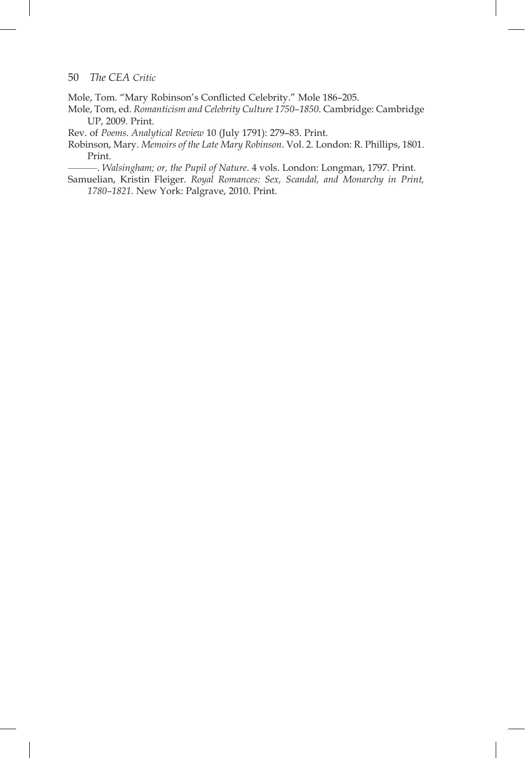Mole, Tom. "Mary Robinson's Conflicted Celebrity." Mole 186–205.

Mole, Tom, ed. *Romanticism and Celebrity Culture 1750–1850*. Cambridge: Cambridge UP, 2009. Print.

Rev. of *Poems. Analytical Review* 10 (July 1791): 279–83. Print.

Robinson, Mary. *Memoirs of the Late Mary Robinson*. Vol. 2. London: R. Phillips, 1801. Print.

———. *Walsingham; or, the Pupil of Nature*. 4 vols. London: Longman, 1797. Print.

Samuelian, Kristin Fleiger. *Royal Romances: Sex, Scandal, and Monarchy in Print, 1780–1821.* New York: Palgrave, 2010. Print.